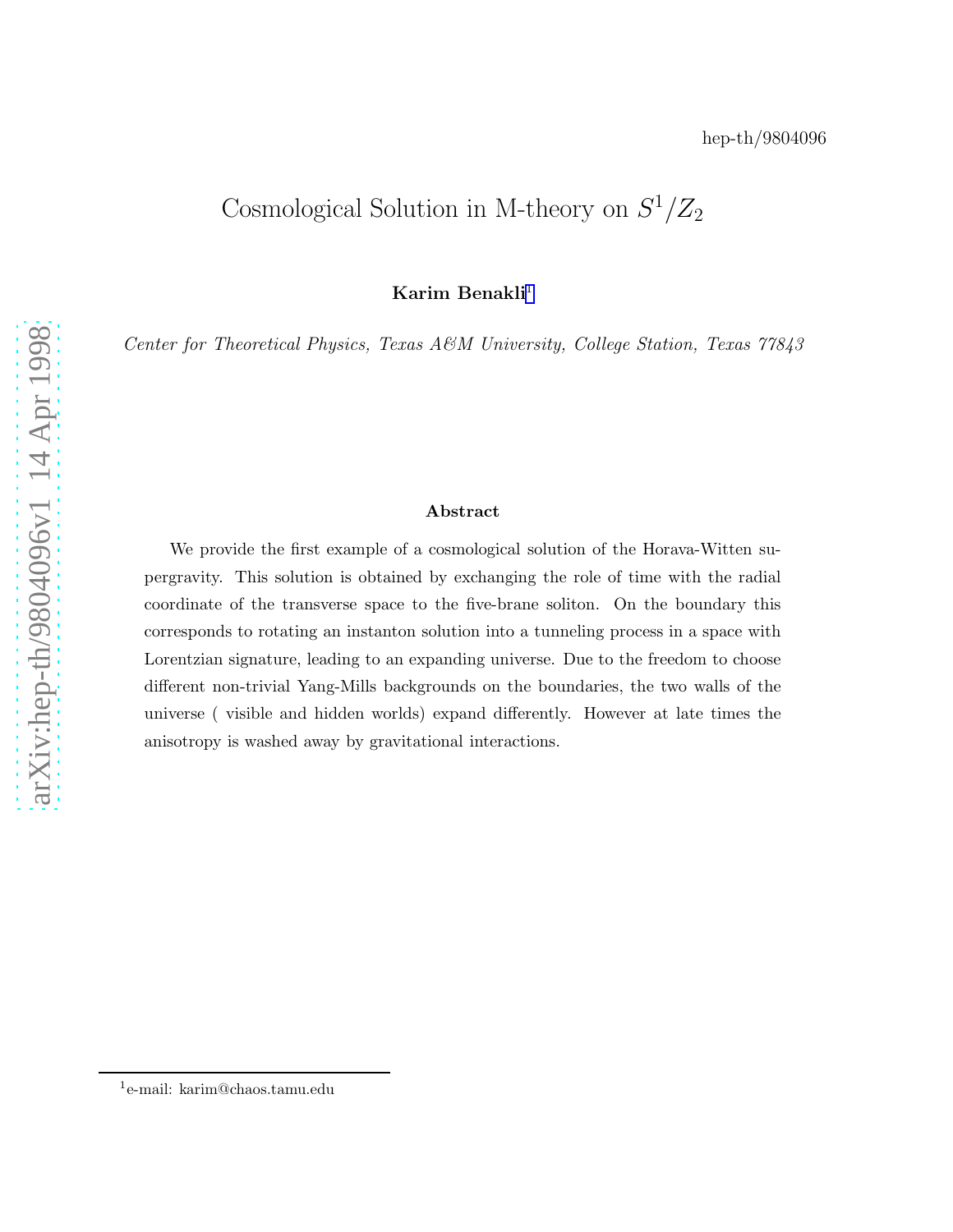hep-th/9804096

# Cosmological Solution in M-theory on $S^1/Z_2$

**Karim Benakli**[1]

*Center for Theoretical Physics, Texas A&M University, College Station, Texas 77843*

### Abstract

We provide the first example of a cosmological solution of the Horava-Witten supergravity. This solution is obtained by exchanging the role of time with the radial coordinate of the transverse space to the five-brane soliton. On the boundary this corresponds to rotating an instanton solution into a tunneling process in a space with Lorentzian signature, leading to an expanding universe. Due to the freedom to choose different non-trivial Yang-Mills backgrounds on the boundaries, the two walls of the universe ( visible and hidden worlds) expand differently. However at late times the anisotropy is washed away by gravitational interactions.

---

[1] e-mail: karim@chaos.tamu.edu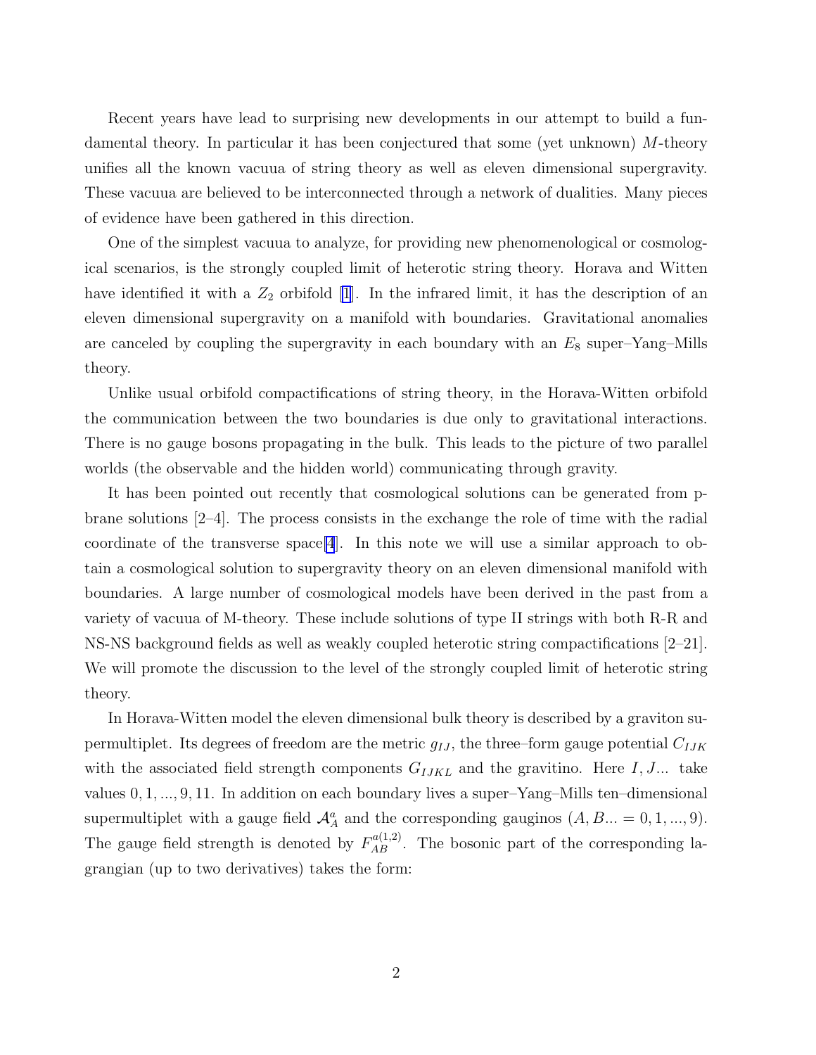Recent years have lead to surprising new developments in our attempt to build a fundamental theory. In particular it has been conjectured that some (yet unknown) $M$-theory unifies all the known vacuua of string theory as well as eleven dimensional supergravity. These vacuua are believed to be interconnected through a network of dualities. Many pieces of evidence have been gathered in this direction.

One of the simplest vacuua to analyze, for providing new phenomenological or cosmological scenarios, is the strongly coupled limit of heterotic string theory. Horava and Witten have identified it with a $Z_2$ orbifold [1]. In the infrared limit, it has the description of an eleven dimensional supergravity on a manifold with boundaries. Gravitational anomalies are canceled by coupling the supergravity in each boundary with an $E_8$ super–Yang–Mills theory.

Unlike usual orbifold compactifications of string theory, in the Horava-Witten orbifold the communication between the two boundaries is due only to gravitational interactions. There is no gauge bosons propagating in the bulk. This leads to the picture of two parallel worlds (the observable and the hidden world) communicating through gravity.

It has been pointed out recently that cosmological solutions can be generated from p-brane solutions [2–4]. The process consists in the exchange the role of time with the radial coordinate of the transverse space[4]. In this note we will use a similar approach to obtain a cosmological solution to supergravity theory on an eleven dimensional manifold with boundaries. A large number of cosmological models have been derived in the past from a variety of vacuua of M-theory. These include solutions of type II strings with both R-R and NS-NS background fields as well as weakly coupled heterotic string compactifications [2–21]. We will promote the discussion to the level of the strongly coupled limit of heterotic string theory.

In Horava-Witten model the eleven dimensional bulk theory is described by a graviton supermultiplet. Its degrees of freedom are the metric $g_{IJ}$, the three–form gauge potential $C_{IJK}$ with the associated field strength components $G_{IJKL}$ and the gravitino. Here $I, J...$ take values $0, 1, ..., 9, 11$. In addition on each boundary lives a super–Yang–Mills ten–dimensional supermultiplet with a gauge field $\mathcal{A}^a_A$ and the corresponding gauginos ($A, B... = 0, 1, ..., 9$). The gauge field strength is denoted by $F^{a(1,2)}_{AB}$. The bosonic part of the corresponding lagrangian (up to two derivatives) takes the form: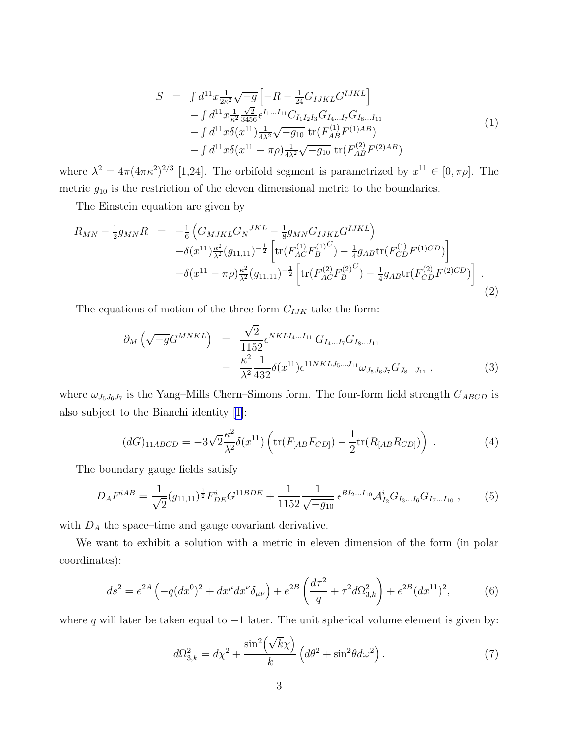$$
\begin{aligned}
S \;=\; & \int d^{11}x \frac{1}{2\kappa^2}\sqrt{-g}\left[-R - \tfrac{1}{24}G_{IJKL}G^{IJKL}\right] \\
& - \int d^{11}x \frac{1}{\kappa^2}\frac{\sqrt{2}}{3456}\epsilon^{I_1\ldots I_{11}}C_{I_1I_2I_3}G_{I_4\ldots I_7}G_{I_8\ldots I_{11}} \\
& - \int d^{11}x\,\delta(x^{11})\frac{1}{4\lambda^2}\sqrt{-g_{10}}\;\mathrm{tr}(F^{(1)}_{AB}F^{(1)AB}) \\
& - \int d^{11}x\,\delta(x^{11}-\pi\rho)\frac{1}{4\lambda^2}\sqrt{-g_{10}}\;\mathrm{tr}(F^{(2)}_{AB}F^{(2)AB})
\end{aligned}
\tag{1}
$$

where $\lambda^2 = 4\pi(4\pi\kappa^2)^{2/3}$ [1,24]. The orbifold segment is parametrized by $x^{11} \in [0, \pi\rho]$. The metric $g_{10}$ is the restriction of the eleven dimensional metric to the boundaries.

The Einstein equation are given by

$$
\begin{aligned}
R_{MN} - \tfrac{1}{2}g_{MN}R \;=\; & -\tfrac{1}{6}\left(G_{MJKL}G_N{}^{JKL} - \tfrac{1}{8}g_{MN}G_{IJKL}G^{IJKL}\right) \\
& - \delta(x^{11})\tfrac{\kappa^2}{\lambda^2}(g_{11,11})^{-\frac{1}{2}}\left[\mathrm{tr}(F^{(1)}_{AC}{F^{(1)}_B}^C) - \tfrac{1}{4}g_{AB}\mathrm{tr}(F^{(1)}_{CD}F^{(1)CD})\right] \\
& - \delta(x^{11}-\pi\rho)\tfrac{\kappa^2}{\lambda^2}(g_{11,11})^{-\frac{1}{2}}\left[\mathrm{tr}(F^{(2)}_{AC}{F^{(2)}_B}^C) - \tfrac{1}{4}g_{AB}\mathrm{tr}(F^{(2)}_{CD}F^{(2)CD})\right] \; .
\end{aligned}
\tag{2}
$$

The equations of motion of the three-form $C_{IJK}$ take the form:

$$
\begin{aligned}
\partial_M\left(\sqrt{-g}G^{MNKL}\right) \;=\; & \frac{\sqrt{2}}{1152}\epsilon^{NKLI_4\ldots I_{11}}\,G_{I_4\ldots I_7}G_{I_8\ldots I_{11}} \\
& - \frac{\kappa^2}{\lambda^2}\frac{1}{432}\delta(x^{11})\epsilon^{11NKLJ_5\ldots J_{11}}\omega_{J_5J_6J_7}G_{J_8\ldots J_{11}} \; ,
\end{aligned}
\tag{3}
$$

where $\omega_{J_5J_6J_7}$ is the Yang–Mills Chern–Simons form. The four-form field strength $G_{ABCD}$ is also subject to the Bianchi identity [1]:

$$
(dG)_{11ABCD} = -3\sqrt{2}\frac{\kappa^2}{\lambda^2}\delta(x^{11})\left(\mathrm{tr}(F_{[AB}F_{CD]}) - \frac{1}{2}\mathrm{tr}(R_{[AB}R_{CD]})\right) \; . \tag{4}
$$

The boundary gauge fields satisfy

$$
D_AF^{iAB} = \frac{1}{\sqrt{2}}(g_{11,11})^{\frac{1}{2}}F^i_{DE}G^{11BDE} + \frac{1}{1152}\frac{1}{\sqrt{-g_{10}}}\,\epsilon^{BI_2\ldots I_{10}}\mathcal{A}^i_{I_2}G_{I_3\ldots I_6}G_{I_7\ldots I_{10}} \; , \tag{5}
$$

with $D_A$ the space–time and gauge covariant derivative.

We want to exhibit a solution with a metric in eleven dimension of the form (in polar coordinates):

$$
ds^2 = e^{2A}\left(-q(dx^0)^2 + dx^\mu dx^\nu\delta_{\mu\nu}\right) + e^{2B}\left(\frac{d\tau^2}{q} + \tau^2 d\Omega^2_{3,k}\right) + e^{2B}(dx^{11})^2, \tag{6}
$$

where $q$ will later be taken equal to $-1$ later. The unit spherical volume element is given by:

$$
d\Omega^2_{3,k} = d\chi^2 + \frac{\sin^2\!\left(\sqrt{k}\chi\right)}{k}\left(d\theta^2 + \sin^2\!\theta d\omega^2\right). \tag{7}
$$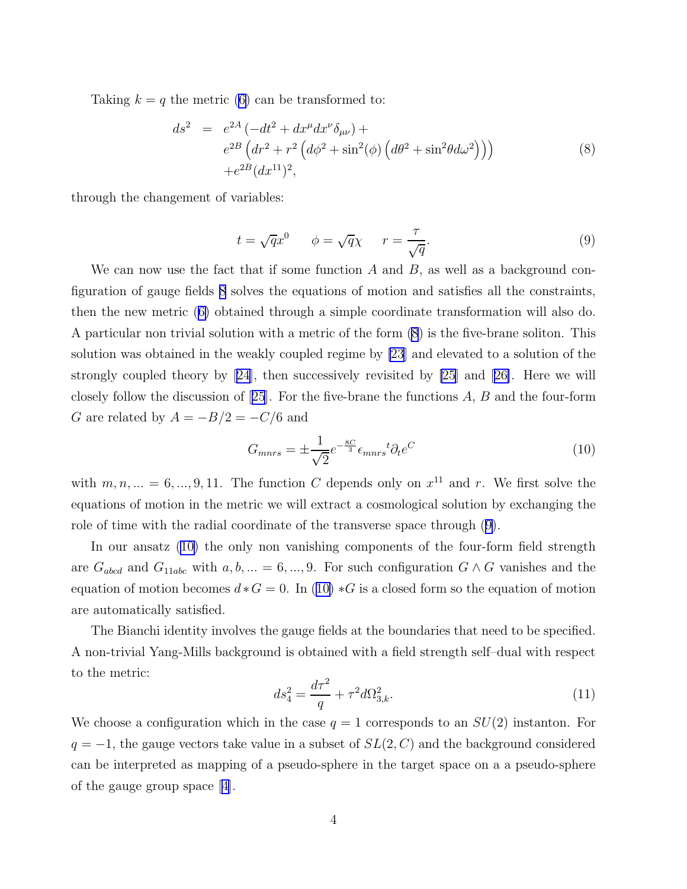Taking $k = q$ the metric (6) can be transformed to:

$$
\begin{aligned}
ds^2 &= e^{2A}\left(-dt^2 + dx^\mu dx^\nu \delta_{\mu\nu}\right) + \\
&\quad e^{2B}\left(dr^2 + r^2\left(d\phi^2 + \sin^2(\phi)\left(d\theta^2 + \sin^2\theta d\omega^2\right)\right)\right) \\
&\quad + e^{2B}(dx^{11})^2,
\end{aligned} \tag{8}
$$

through the changement of variables:

$$
t = \sqrt{q}x^0 \qquad \phi = \sqrt{q}\chi \qquad r = \frac{\tau}{\sqrt{q}}. \tag{9}
$$

We can now use the fact that if some function $A$ and $B$, as well as a background configuration of gauge fields 8 solves the equations of motion and satisfies all the constraints, then the new metric (6) obtained through a simple coordinate transformation will also do. A particular non trivial solution with a metric of the form (8) is the five-brane soliton. This solution was obtained in the weakly coupled regime by [23] and elevated to a solution of the strongly coupled theory by [24], then successively revisited by [25] and [26]. Here we will closely follow the discussion of [25]. For the five-brane the functions $A$, $B$ and the four-form $G$ are related by $A = -B/2 = -C/6$ and

$$
G_{mnrs} = \pm \frac{1}{\sqrt{2}} e^{-\frac{8C}{3}} \epsilon_{mnrs}{}^{t} \partial_t e^C \tag{10}
$$

with $m, n, ... = 6, ..., 9, 11$. The function $C$ depends only on $x^{11}$ and $r$. We first solve the equations of motion in the metric we will extract a cosmological solution by exchanging the role of time with the radial coordinate of the transverse space through (9).

In our ansatz (10) the only non vanishing components of the four-form field strength are $G_{abcd}$ and $G_{11abc}$ with $a, b, ... = 6, ..., 9$. For such configuration $G \wedge G$ vanishes and the equation of motion becomes $d * G = 0$. In (10) $*G$ is a closed form so the equation of motion are automatically satisfied.

The Bianchi identity involves the gauge fields at the boundaries that need to be specified. A non-trivial Yang-Mills background is obtained with a field strength self–dual with respect to the metric:

$$
ds_4^2 = \frac{d\tau^2}{q} + \tau^2 d\Omega_{3,k}^2. \tag{11}
$$

We choose a configuration which in the case $q = 1$ corresponds to an $SU(2)$ instanton. For $q = -1$, the gauge vectors take value in a subset of $SL(2, C)$ and the background considered can be interpreted as mapping of a pseudo-sphere in the target space on a a pseudo-sphere of the gauge group space [4].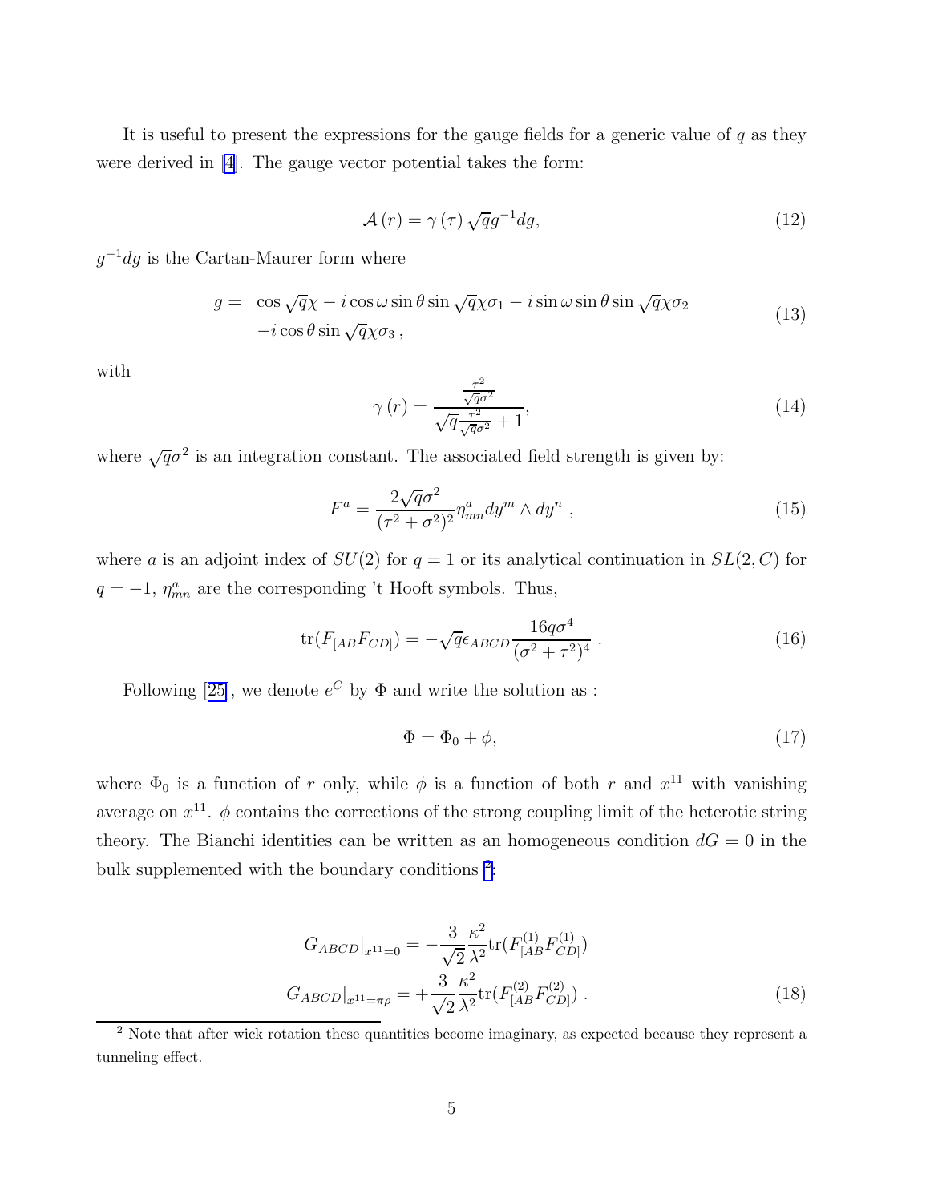It is useful to present the expressions for the gauge fields for a generic value of $q$ as they were derived in [4]. The gauge vector potential takes the form:

$$\mathcal{A}(r) = \gamma(\tau)\sqrt{q}g^{-1}dg, \tag{12}$$

$g^{-1}dg$ is the Cartan-Maurer form where

$$\begin{aligned} g = \; & \cos\sqrt{q}\chi - i\cos\omega\sin\theta\sin\sqrt{q}\chi\sigma_1 - i\sin\omega\sin\theta\sin\sqrt{q}\chi\sigma_2 \\ & -i\cos\theta\sin\sqrt{q}\chi\sigma_3 , \end{aligned} \tag{13}$$

with

$$\gamma(r) = \frac{\frac{\tau^2}{\sqrt{q}\sigma^2}}{\sqrt{q}\frac{\tau^2}{\sqrt{q}\sigma^2}+1}, \tag{14}$$

where $\sqrt{q}\sigma^2$ is an integration constant. The associated field strength is given by:

$$F^a = \frac{2\sqrt{q}\sigma^2}{(\tau^2+\sigma^2)^2}\eta^a_{mn}dy^m \wedge dy^n , \tag{15}$$

where $a$ is an adjoint index of $SU(2)$ for $q = 1$ or its analytical continuation in $SL(2,C)$ for $q = -1$, $\eta^a_{mn}$ are the corresponding 't Hooft symbols. Thus,

$$\mathrm{tr}(F_{[AB}F_{CD]}) = -\sqrt{q}\epsilon_{ABCD}\frac{16q\sigma^4}{(\sigma^2+\tau^2)^4} . \tag{16}$$

Following [25], we denote $e^C$ by $\Phi$ and write the solution as :

$$\Phi = \Phi_0 + \phi, \tag{17}$$

where $\Phi_0$ is a function of $r$ only, while $\phi$ is a function of both $r$ and $x^{11}$ with vanishing average on $x^{11}$. $\phi$ contains the corrections of the strong coupling limit of the heterotic string theory. The Bianchi identities can be written as an homogeneous condition $dG = 0$ in the bulk supplemented with the boundary conditions [2]:

$$\begin{aligned} G_{ABCD}|_{x^{11}=0} &= -\frac{3}{\sqrt{2}}\frac{\kappa^2}{\lambda^2}\mathrm{tr}(F^{(1)}_{[AB}F^{(1)}_{CD]}) \\ G_{ABCD}|_{x^{11}=\pi\rho} &= +\frac{3}{\sqrt{2}}\frac{\kappa^2}{\lambda^2}\mathrm{tr}(F^{(2)}_{[AB}F^{(2)}_{CD]}) . \end{aligned} \tag{18}$$

[2] Note that after wick rotation these quantities become imaginary, as expected because they represent a tunneling effect.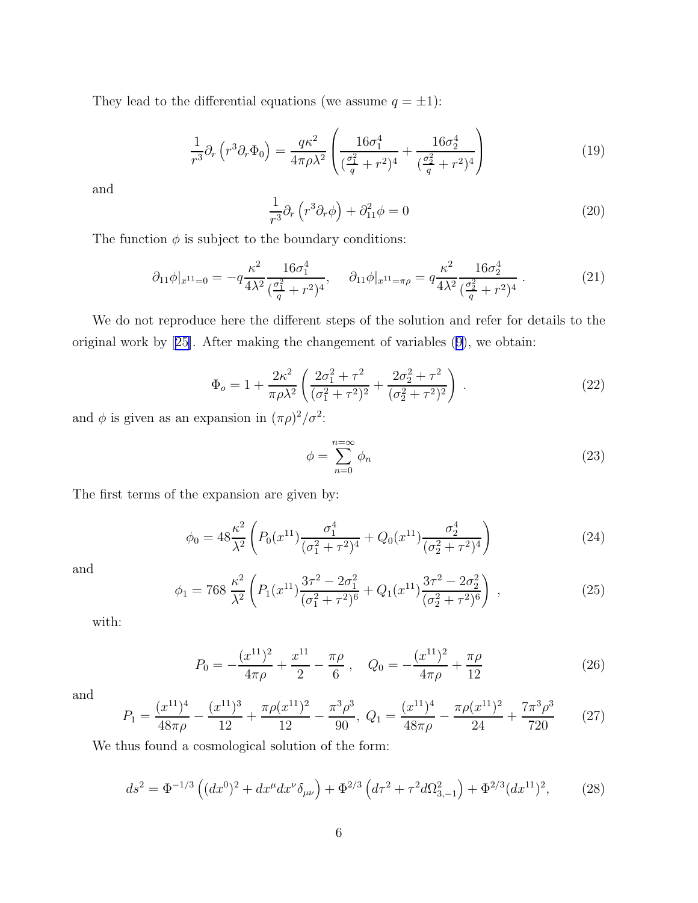They lead to the differential equations (we assume $q = \pm 1$):

$$\frac{1}{r^3}\partial_r\left(r^3\partial_r\Phi_0\right) = \frac{q\kappa^2}{4\pi\rho\lambda^2}\left(\frac{16\sigma_1^4}{(\frac{\sigma_1^2}{q}+r^2)^4} + \frac{16\sigma_2^4}{(\frac{\sigma_2^2}{q}+r^2)^4}\right) \tag{19}$$

and

$$\frac{1}{r^3}\partial_r\left(r^3\partial_r\phi\right) + \partial_{11}^2\phi = 0 \tag{20}$$

The function $\phi$ is subject to the boundary conditions:

$$\partial_{11}\phi|_{x^{11}=0} = -q\frac{\kappa^2}{4\lambda^2}\frac{16\sigma_1^4}{(\frac{\sigma_1^2}{q}+r^2)^4}, \quad \partial_{11}\phi|_{x^{11}=\pi\rho} = q\frac{\kappa^2}{4\lambda^2}\frac{16\sigma_2^4}{(\frac{\sigma_2^2}{q}+r^2)^4}\,. \tag{21}$$

We do not reproduce here the different steps of the solution and refer for details to the original work by [25]. After making the changement of variables (9), we obtain:

$$\Phi_o = 1 + \frac{2\kappa^2}{\pi\rho\lambda^2}\left(\frac{2\sigma_1^2+\tau^2}{(\sigma_1^2+\tau^2)^2} + \frac{2\sigma_2^2+\tau^2}{(\sigma_2^2+\tau^2)^2}\right)\,. \tag{22}$$

and $\phi$ is given as an expansion in $(\pi\rho)^2/\sigma^2$:

$$\phi = \sum_{n=0}^{n=\infty}\phi_n \tag{23}$$

The first terms of the expansion are given by:

$$\phi_0 = 48\frac{\kappa^2}{\lambda^2}\left(P_0(x^{11})\frac{\sigma_1^4}{(\sigma_1^2+\tau^2)^4} + Q_0(x^{11})\frac{\sigma_2^4}{(\sigma_2^2+\tau^2)^4}\right) \tag{24}$$

and

$$\phi_1 = 768\,\frac{\kappa^2}{\lambda^2}\left(P_1(x^{11})\frac{3\tau^2-2\sigma_1^2}{(\sigma_1^2+\tau^2)^6} + Q_1(x^{11})\frac{3\tau^2-2\sigma_2^2}{(\sigma_2^2+\tau^2)^6}\right)\,, \tag{25}$$

with:

$$P_0 = -\frac{(x^{11})^2}{4\pi\rho} + \frac{x^{11}}{2} - \frac{\pi\rho}{6}\,, \quad Q_0 = -\frac{(x^{11})^2}{4\pi\rho} + \frac{\pi\rho}{12} \tag{26}$$

and

$$P_1 = \frac{(x^{11})^4}{48\pi\rho} - \frac{(x^{11})^3}{12} + \frac{\pi\rho(x^{11})^2}{12} - \frac{\pi^3\rho^3}{90},\; Q_1 = \frac{(x^{11})^4}{48\pi\rho} - \frac{\pi\rho(x^{11})^2}{24} + \frac{7\pi^3\rho^3}{720} \tag{27}$$

We thus found a cosmological solution of the form:

$$ds^2 = \Phi^{-1/3}\left((dx^0)^2 + dx^\mu dx^\nu\delta_{\mu\nu}\right) + \Phi^{2/3}\left(d\tau^2 + \tau^2 d\Omega_{3,-1}^2\right) + \Phi^{2/3}(dx^{11})^2, \tag{28}$$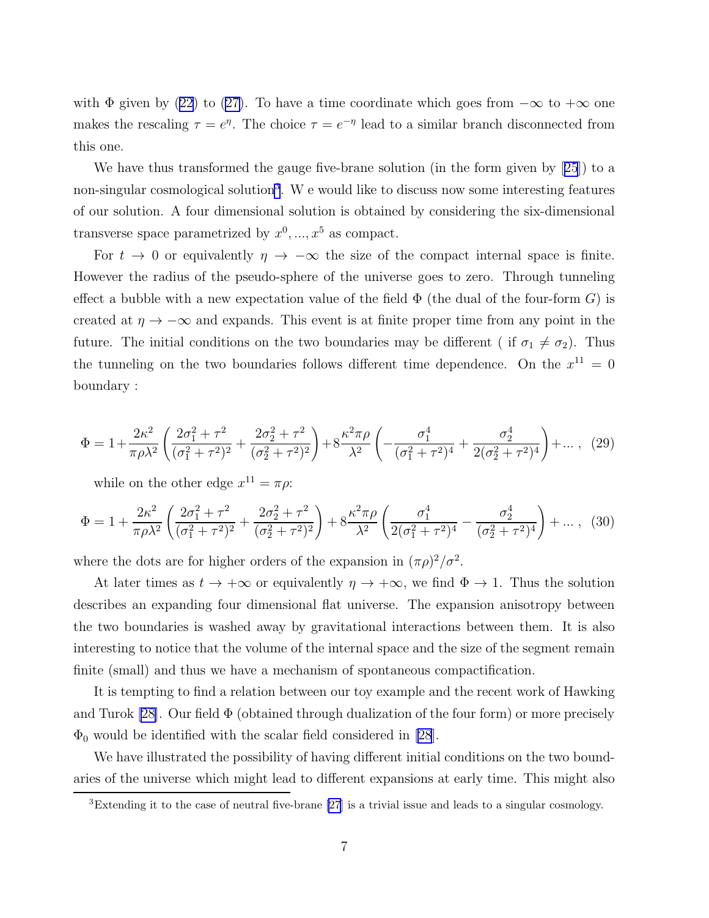with $\Phi$ given by (22) to (27). To have a time coordinate which goes from $-\infty$ to $+\infty$ one makes the rescaling $\tau = e^{\eta}$. The choice $\tau = e^{-\eta}$ lead to a similar branch disconnected from this one.

We have thus transformed the gauge five-brane solution (in the form given by [25]) to a non-singular cosmological solution[3]. W e would like to discuss now some interesting features of our solution. A four dimensional solution is obtained by considering the six-dimensional transverse space parametrized by $x^0, ..., x^5$ as compact.

For $t \to 0$ or equivalently $\eta \to -\infty$ the size of the compact internal space is finite. However the radius of the pseudo-sphere of the universe goes to zero. Through tunneling effect a bubble with a new expectation value of the field $\Phi$ (the dual of the four-form $G$) is created at $\eta \to -\infty$ and expands. This event is at finite proper time from any point in the future. The initial conditions on the two boundaries may be different ( if $\sigma_1 \neq \sigma_2$). Thus the tunneling on the two boundaries follows different time dependence. On the $x^{11} = 0$ boundary :

$$\Phi = 1 + \frac{2\kappa^2}{\pi\rho\lambda^2}\left(\frac{2\sigma_1^2+\tau^2}{(\sigma_1^2+\tau^2)^2} + \frac{2\sigma_2^2+\tau^2}{(\sigma_2^2+\tau^2)^2}\right) + 8\frac{\kappa^2\pi\rho}{\lambda^2}\left(-\frac{\sigma_1^4}{(\sigma_1^2+\tau^2)^4} + \frac{\sigma_2^4}{2(\sigma_2^2+\tau^2)^4}\right) + \ldots\,, \quad (29)$$

while on the other edge $x^{11} = \pi\rho$:

$$\Phi = 1 + \frac{2\kappa^2}{\pi\rho\lambda^2}\left(\frac{2\sigma_1^2+\tau^2}{(\sigma_1^2+\tau^2)^2} + \frac{2\sigma_2^2+\tau^2}{(\sigma_2^2+\tau^2)^2}\right) + 8\frac{\kappa^2\pi\rho}{\lambda^2}\left(\frac{\sigma_1^4}{2(\sigma_1^2+\tau^2)^4} - \frac{\sigma_2^4}{(\sigma_2^2+\tau^2)^4}\right) + \ldots\,, \quad (30)$$

where the dots are for higher orders of the expansion in $(\pi\rho)^2/\sigma^2$.

At later times as $t \to +\infty$ or equivalently $\eta \to +\infty$, we find $\Phi \to 1$. Thus the solution describes an expanding four dimensional flat universe. The expansion anisotropy between the two boundaries is washed away by gravitational interactions between them. It is also interesting to notice that the volume of the internal space and the size of the segment remain finite (small) and thus we have a mechanism of spontaneous compactification.

It is tempting to find a relation between our toy example and the recent work of Hawking and Turok [28]. Our field $\Phi$ (obtained through dualization of the four form) or more precisely $\Phi_0$ would be identified with the scalar field considered in [28].

We have illustrated the possibility of having different initial conditions on the two boundaries of the universe which might lead to different expansions at early time. This might also

[3] Extending it to the case of neutral five-brane [27] is a trivial issue and leads to a singular cosmology.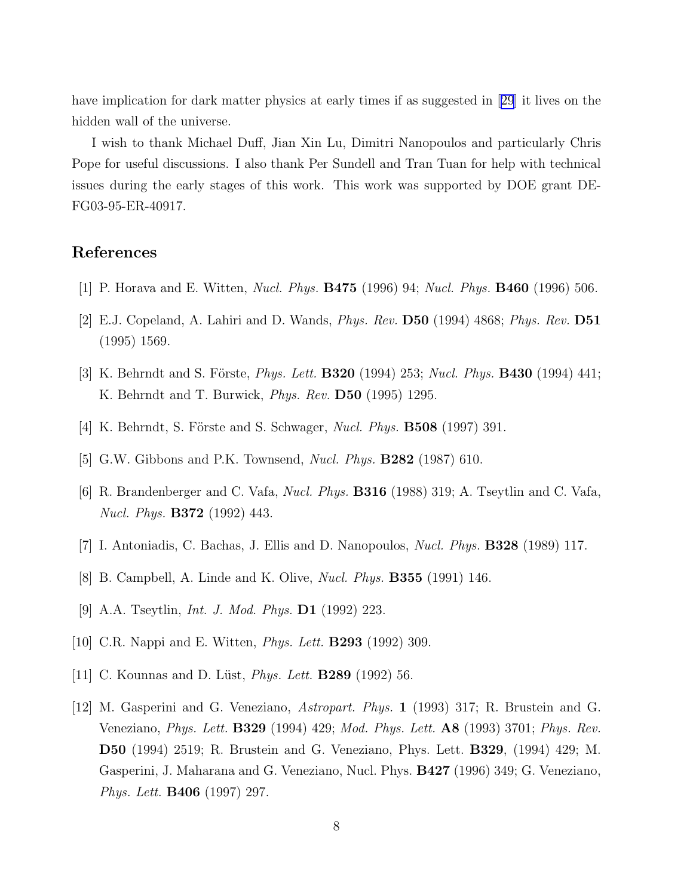have implication for dark matter physics at early times if as suggested in [29] it lives on the hidden wall of the universe.

I wish to thank Michael Duff, Jian Xin Lu, Dimitri Nanopoulos and particularly Chris Pope for useful discussions. I also thank Per Sundell and Tran Tuan for help with technical issues during the early stages of this work. This work was supported by DOE grant DE-FG03-95-ER-40917.

## References

[1] P. Horava and E. Witten, *Nucl. Phys.* **B475** (1996) 94; *Nucl. Phys.* **B460** (1996) 506.

[2] E.J. Copeland, A. Lahiri and D. Wands, *Phys. Rev.* **D50** (1994) 4868; *Phys. Rev.* **D51** (1995) 1569.

[3] K. Behrndt and S. Förste, *Phys. Lett.* **B320** (1994) 253; *Nucl. Phys.* **B430** (1994) 441; K. Behrndt and T. Burwick, *Phys. Rev.* **D50** (1995) 1295.

[4] K. Behrndt, S. Förste and S. Schwager, *Nucl. Phys.* **B508** (1997) 391.

[5] G.W. Gibbons and P.K. Townsend, *Nucl. Phys.* **B282** (1987) 610.

[6] R. Brandenberger and C. Vafa, *Nucl. Phys.* **B316** (1988) 319; A. Tseytlin and C. Vafa, *Nucl. Phys.* **B372** (1992) 443.

[7] I. Antoniadis, C. Bachas, J. Ellis and D. Nanopoulos, *Nucl. Phys.* **B328** (1989) 117.

[8] B. Campbell, A. Linde and K. Olive, *Nucl. Phys.* **B355** (1991) 146.

[9] A.A. Tseytlin, *Int. J. Mod. Phys.* **D1** (1992) 223.

[10] C.R. Nappi and E. Witten, *Phys. Lett.* **B293** (1992) 309.

[11] C. Kounnas and D. Lüst, *Phys. Lett.* **B289** (1992) 56.

[12] M. Gasperini and G. Veneziano, *Astropart. Phys.* **1** (1993) 317; R. Brustein and G. Veneziano, *Phys. Lett.* **B329** (1994) 429; *Mod. Phys. Lett.* **A8** (1993) 3701; *Phys. Rev.* **D50** (1994) 2519; R. Brustein and G. Veneziano, Phys. Lett. **B329**, (1994) 429; M. Gasperini, J. Maharana and G. Veneziano, Nucl. Phys. **B427** (1996) 349; G. Veneziano, *Phys. Lett.* **B406** (1997) 297.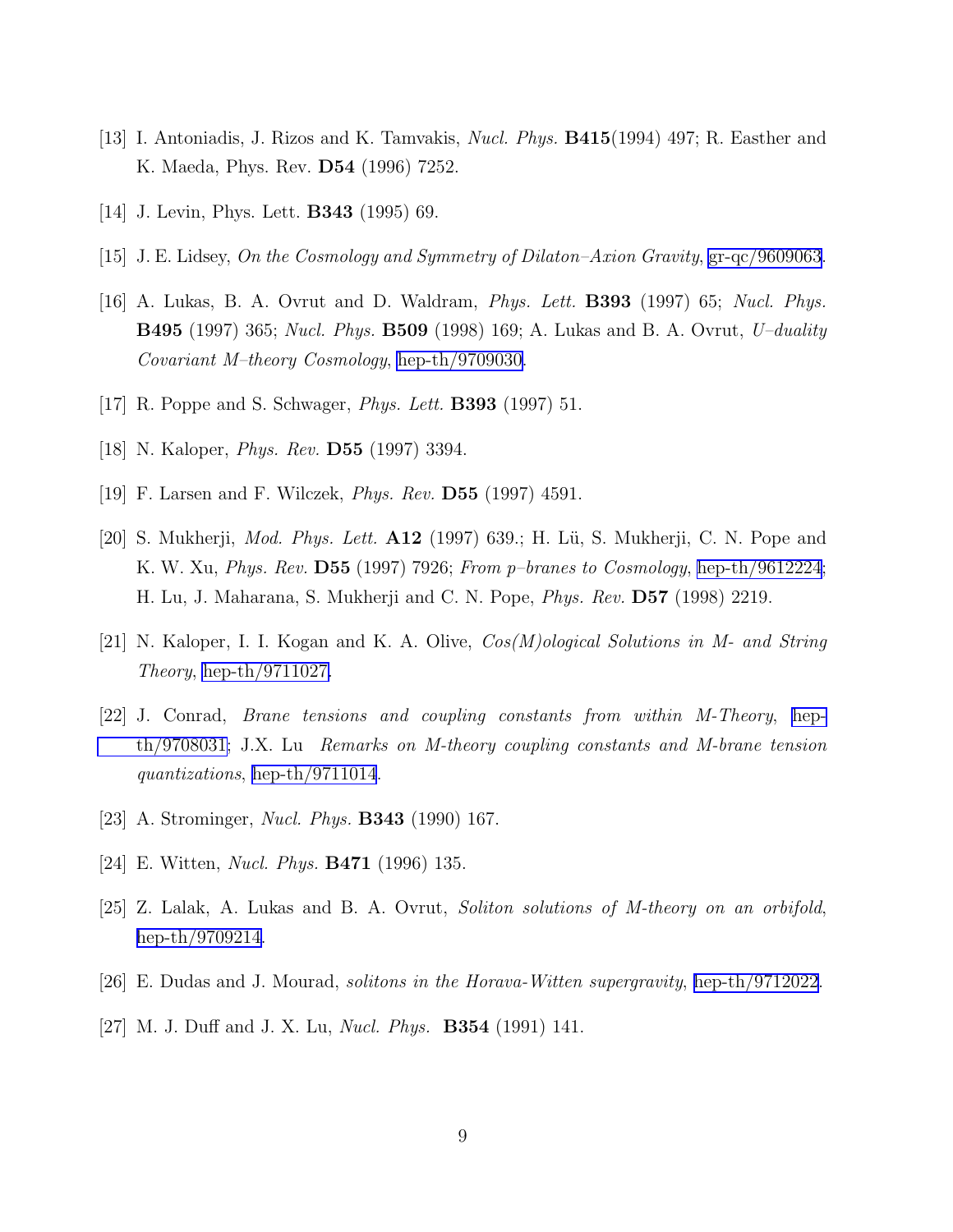[13] I. Antoniadis, J. Rizos and K. Tamvakis, *Nucl. Phys.* **B415**(1994) 497; R. Easther and K. Maeda, Phys. Rev. **D54** (1996) 7252.

[14] J. Levin, Phys. Lett. **B343** (1995) 69.

[15] J. E. Lidsey, *On the Cosmology and Symmetry of Dilaton–Axion Gravity*, gr-qc/9609063.

[16] A. Lukas, B. A. Ovrut and D. Waldram, *Phys. Lett.* **B393** (1997) 65; *Nucl. Phys.* **B495** (1997) 365; *Nucl. Phys.* **B509** (1998) 169; A. Lukas and B. A. Ovrut, *U–duality Covariant M–theory Cosmology*, hep-th/9709030.

[17] R. Poppe and S. Schwager, *Phys. Lett.* **B393** (1997) 51.

[18] N. Kaloper, *Phys. Rev.* **D55** (1997) 3394.

[19] F. Larsen and F. Wilczek, *Phys. Rev.* **D55** (1997) 4591.

[20] S. Mukherji, *Mod. Phys. Lett.* **A12** (1997) 639.; H. Lü, S. Mukherji, C. N. Pope and K. W. Xu, *Phys. Rev.* **D55** (1997) 7926; *From p–branes to Cosmology*, hep-th/9612224; H. Lu, J. Maharana, S. Mukherji and C. N. Pope, *Phys. Rev.* **D57** (1998) 2219.

[21] N. Kaloper, I. I. Kogan and K. A. Olive, *Cos(M)ological Solutions in M- and String Theory*, hep-th/9711027.

[22] J. Conrad, *Brane tensions and coupling constants from within M-Theory*, hep-th/9708031; J.X. Lu *Remarks on M-theory coupling constants and M-brane tension quantizations*, hep-th/9711014.

[23] A. Strominger, *Nucl. Phys.* **B343** (1990) 167.

[24] E. Witten, *Nucl. Phys.* **B471** (1996) 135.

[25] Z. Lalak, A. Lukas and B. A. Ovrut, *Soliton solutions of M-theory on an orbifold*, hep-th/9709214.

[26] E. Dudas and J. Mourad, *solitons in the Horava-Witten supergravity*, hep-th/9712022.

[27] M. J. Duff and J. X. Lu, *Nucl. Phys.* **B354** (1991) 141.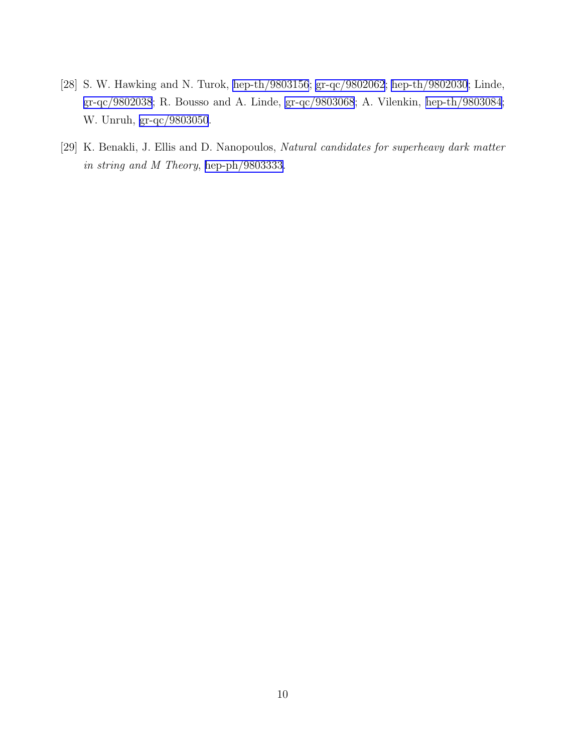[28] S. W. Hawking and N. Turok, hep-th/9803156; gr-qc/9802062; hep-th/9802030; Linde, gr-qc/9802038; R. Bousso and A. Linde, gr-qc/9803068; A. Vilenkin, hep-th/9803084; W. Unruh, gr-qc/9803050.

[29] K. Benakli, J. Ellis and D. Nanopoulos, *Natural candidates for superheavy dark matter in string and M Theory*, hep-ph/9803333.